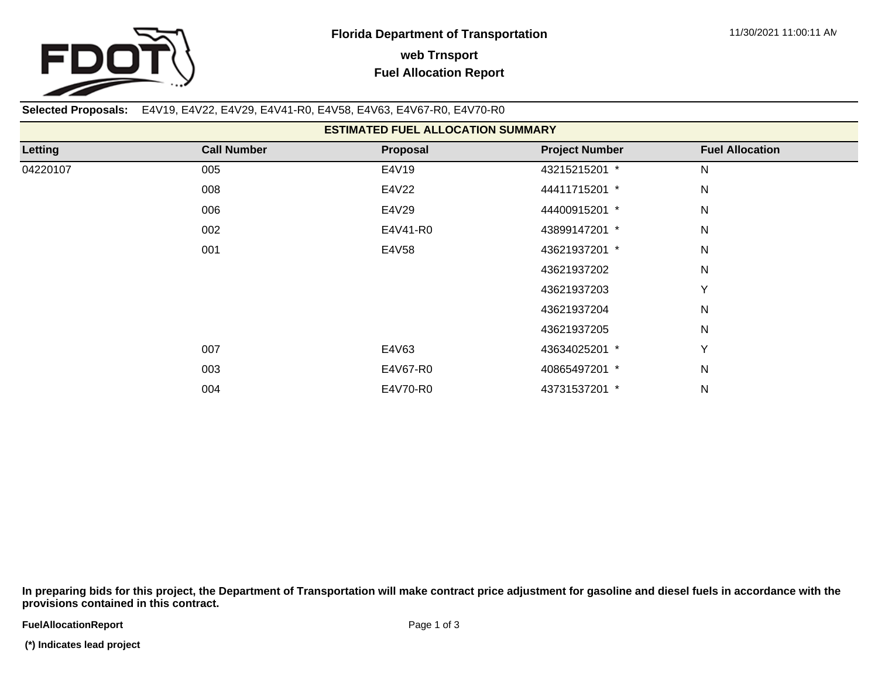**Florida Department of Transportation**

**web Trnsport**

**Fuel Allocation Report**

11/30/2021 11:00:11 AM

**Selected Proposals:** E4V19, E4V22, E4V29, E4V41-R0, E4V58, E4V63, E4V67-R0, E4V70-R0

**ESTIMATED FUEL ALLOCATION SUMMARY**

| Letting | Call Number | Proposal | Project Number | Fuel Allocation |
|---|---|---|---|---|
| 04220107 | 005 | E4V19 | 43215215201 * | N |
| | 008 | E4V22 | 44411715201 * | N |
| | 006 | E4V29 | 44400915201 * | N |
| | 002 | E4V41-R0 | 43899147201 * | N |
| | 001 | E4V58 | 43621937201 * | N |
| | | | 43621937202 | N |
| | | | 43621937203 | Y |
| | | | 43621937204 | N |
| | | | 43621937205 | N |
| | 007 | E4V63 | 43634025201 * | Y |
| | 003 | E4V67-R0 | 40865497201 * | N |
| | 004 | E4V70-R0 | 43731537201 * | N |

**In preparing bids for this project, the Department of Transportation will make contract price adjustment for gasoline and diesel fuels in accordance with the provisions contained in this contract.**

**FuelAllocationReport**

**(*) Indicates lead project**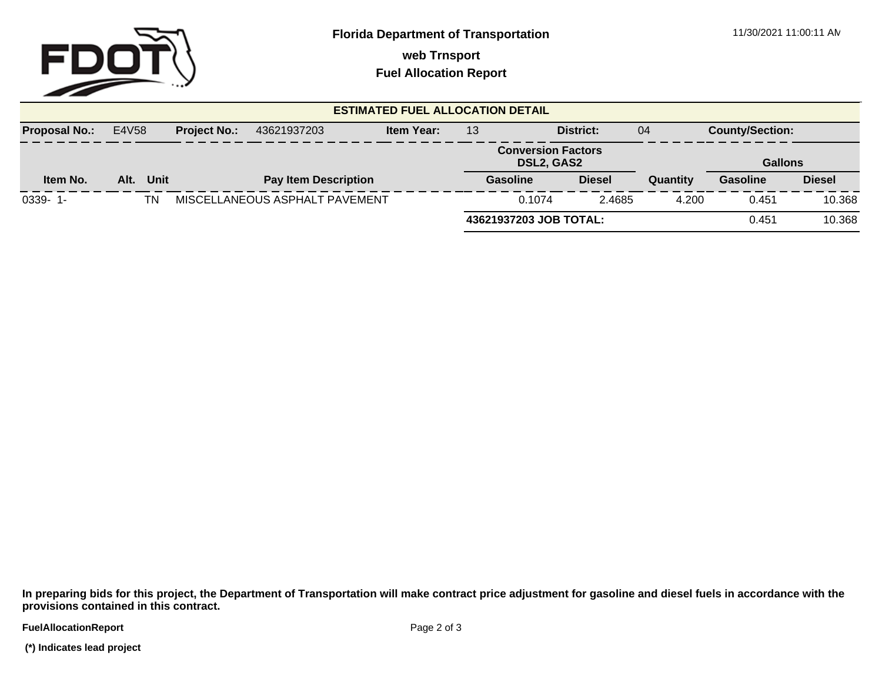**Florida Department of Transportation**

**web Trnsport**

**Fuel Allocation Report**

11/30/2021 11:00:11 AM

### ESTIMATED FUEL ALLOCATION DETAIL

| **Proposal No.:** | E4V58 | **Project No.:** | 43621937203 | **Item Year:** | 13 | **District:** | 04 | **County/Section:** |
|---|---|---|---|---|---|---|---|---|

| Item No. | Alt. | Unit | Pay Item Description | Conversion Factors DSL2, GAS2 | | Quantity | Gallons | |
|---|---|---|---|---|---|---|---|---|
| | | | | Gasoline | Diesel | | Gasoline | Diesel |
| 0339- 1- | | TN | MISCELLANEOUS ASPHALT PAVEMENT | 0.1074 | 2.4685 | 4.200 | 0.451 | 10.368 |
| | | | | **43621937203 JOB TOTAL:** | | | 0.451 | 10.368 |

**In preparing bids for this project, the Department of Transportation will make contract price adjustment for gasoline and diesel fuels in accordance with the provisions contained in this contract.**

**FuelAllocationReport**

**(*) Indicates lead project**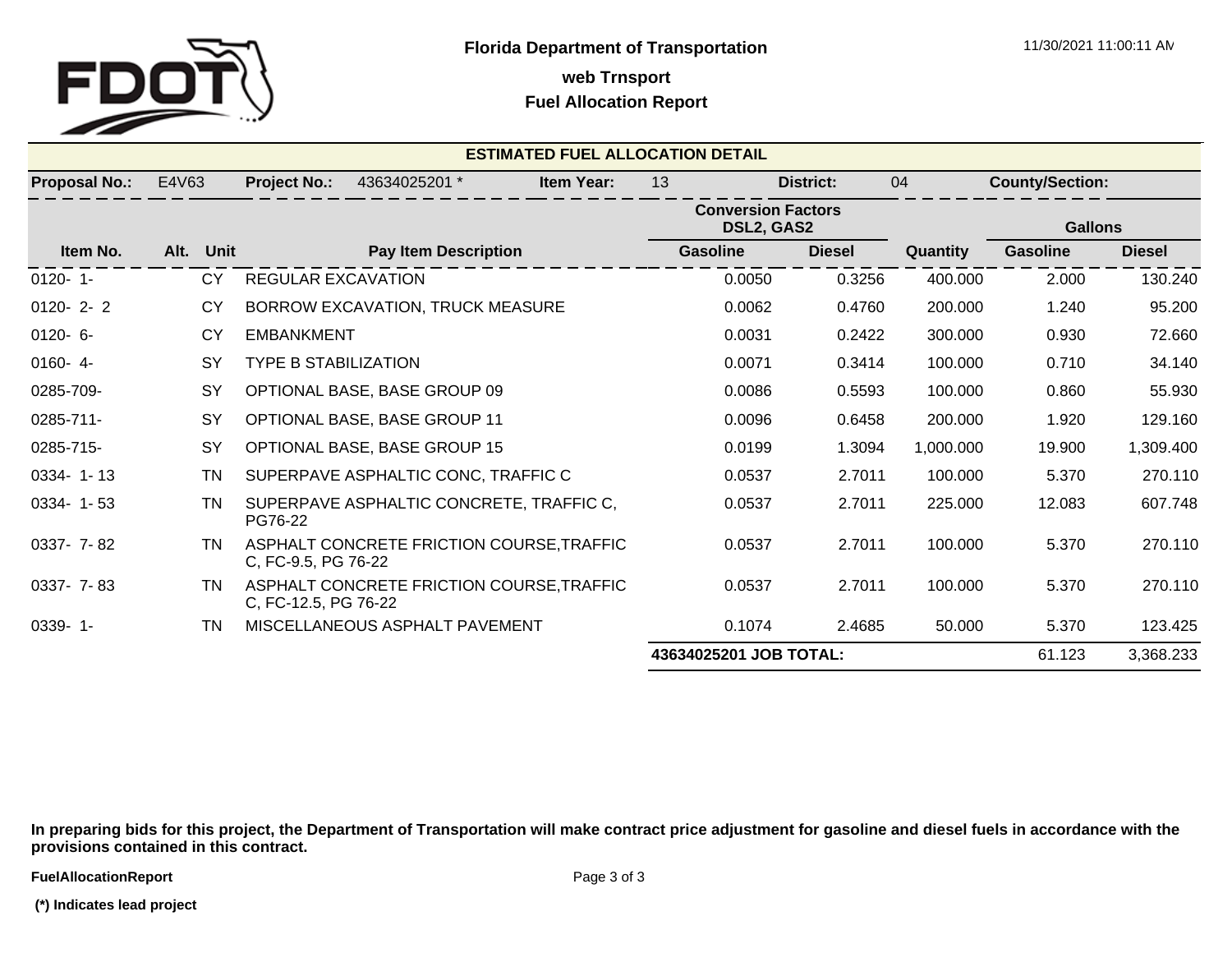**Florida Department of Transportation**

**web Trnsport**

**Fuel Allocation Report**

11/30/2021 11:00:11 AM

## ESTIMATED FUEL ALLOCATION DETAIL

**Proposal No.:** E4V63 **Project No.:** 43634025201 * **Item Year:** 13 **District:** 04 **County/Section:**

| Item No. | Alt. | Unit | Pay Item Description | Conversion Factors DSL2, GAS2 | | Quantity | Gallons | |
|---|---|---|---|---|---|---|---|---|
| | | | | Gasoline | Diesel | | Gasoline | Diesel |
| 0120- 1- | | CY | REGULAR EXCAVATION | 0.0050 | 0.3256 | 400.000 | 2.000 | 130.240 |
| 0120- 2- 2 | | CY | BORROW EXCAVATION, TRUCK MEASURE | 0.0062 | 0.4760 | 200.000 | 1.240 | 95.200 |
| 0120- 6- | | CY | EMBANKMENT | 0.0031 | 0.2422 | 300.000 | 0.930 | 72.660 |
| 0160- 4- | | SY | TYPE B STABILIZATION | 0.0071 | 0.3414 | 100.000 | 0.710 | 34.140 |
| 0285-709- | | SY | OPTIONAL BASE, BASE GROUP 09 | 0.0086 | 0.5593 | 100.000 | 0.860 | 55.930 |
| 0285-711- | | SY | OPTIONAL BASE, BASE GROUP 11 | 0.0096 | 0.6458 | 200.000 | 1.920 | 129.160 |
| 0285-715- | | SY | OPTIONAL BASE, BASE GROUP 15 | 0.0199 | 1.3094 | 1,000.000 | 19.900 | 1,309.400 |
| 0334- 1- 13 | | TN | SUPERPAVE ASPHALTIC CONC, TRAFFIC C | 0.0537 | 2.7011 | 100.000 | 5.370 | 270.110 |
| 0334- 1- 53 | | TN | SUPERPAVE ASPHALTIC CONCRETE, TRAFFIC C, PG76-22 | 0.0537 | 2.7011 | 225.000 | 12.083 | 607.748 |
| 0337- 7- 82 | | TN | ASPHALT CONCRETE FRICTION COURSE,TRAFFIC C, FC-9.5, PG 76-22 | 0.0537 | 2.7011 | 100.000 | 5.370 | 270.110 |
| 0337- 7- 83 | | TN | ASPHALT CONCRETE FRICTION COURSE,TRAFFIC C, FC-12.5, PG 76-22 | 0.0537 | 2.7011 | 100.000 | 5.370 | 270.110 |
| 0339- 1- | | TN | MISCELLANEOUS ASPHALT PAVEMENT | 0.1074 | 2.4685 | 50.000 | 5.370 | 123.425 |
| | | | | **43634025201 JOB TOTAL:** | | | 61.123 | 3,368.233 |

**In preparing bids for this project, the Department of Transportation will make contract price adjustment for gasoline and diesel fuels in accordance with the provisions contained in this contract.**

**FuelAllocationReport**

**(*) Indicates lead project**